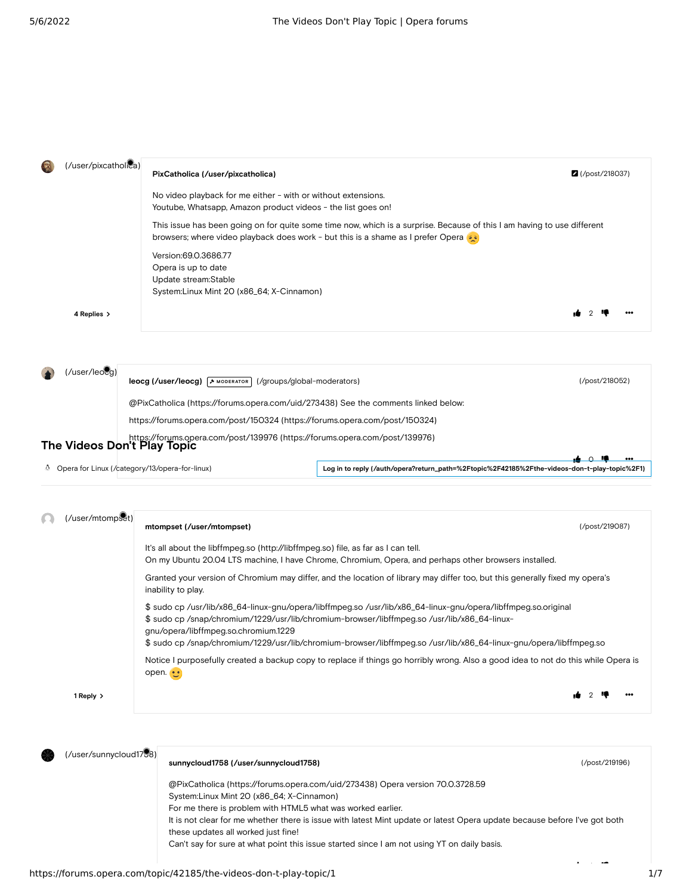(/user/pixcatholica)

**PixCatholica (/user/pixcatholica)** (/post/218037)

No video playback for me either - with or without extensions.
Youtube, Whatsapp, Amazon product videos - the list goes on!

This issue has been going on for quite some time now, which is a surprise. Because of this I am having to use different browsers; where video playback does work - but this is a shame as I prefer Opera 😞

Version:69.0.3686.77
Opera is up to date
Update stream:Stable
System:Linux Mint 20 (x86_64; X-Cinnamon)

**4 Replies**

2

(/user/leocg)

**leocg (/user/leocg)** MODERATOR (/groups/global-moderators) (/post/218052)

@PixCatholica (https://forums.opera.com/uid/273438) See the comments linked below:

https://forums.opera.com/post/150324 (https://forums.opera.com/post/150324)

https://forums.opera.com/post/139976 (https://forums.opera.com/post/139976)

0

## The Videos Don't Play Topic

Opera for Linux (/category/13/opera-for-linux)

**Log in to reply (/auth/opera?return_path=%2Ftopic%2F42185%2Fthe-videos-don-t-play-topic%2F1)**

(/user/mtompset)

**mtompset (/user/mtompset)** (/post/219087)

It's all about the libffmpeg.so (http://libffmpeg.so) file, as far as I can tell.
On my Ubuntu 20.04 LTS machine, I have Chrome, Chromium, Opera, and perhaps other browsers installed.

Granted your version of Chromium may differ, and the location of library may differ too, but this generally fixed my opera's inability to play.

```
$ sudo cp /usr/lib/x86_64-linux-gnu/opera/libffmpeg.so /usr/lib/x86_64-linux-gnu/opera/libffmpeg.so.original
$ sudo cp /snap/chromium/1229/usr/lib/chromium-browser/libffmpeg.so /usr/lib/x86_64-linux-gnu/opera/libffmpeg.so.chromium.1229
$ sudo cp /snap/chromium/1229/usr/lib/chromium-browser/libffmpeg.so /usr/lib/x86_64-linux-gnu/opera/libffmpeg.so
```

Notice I purposefully created a backup copy to replace if things go horribly wrong. Also a good idea to not do this while Opera is open. 🙂

**1 Reply**

2

(/user/sunnycloud1758)

**sunnycloud1758 (/user/sunnycloud1758)** (/post/219196)

@PixCatholica (https://forums.opera.com/uid/273438) Opera version 70.0.3728.59
System:Linux Mint 20 (x86_64; X-Cinnamon)
For me there is problem with HTML5 what was worked earlier.
It is not clear for me whether there is issue with latest Mint update or latest Opera update because before I've got both these updates all worked just fine!
Can't say for sure at what point this issue started since I am not using YT on daily basis.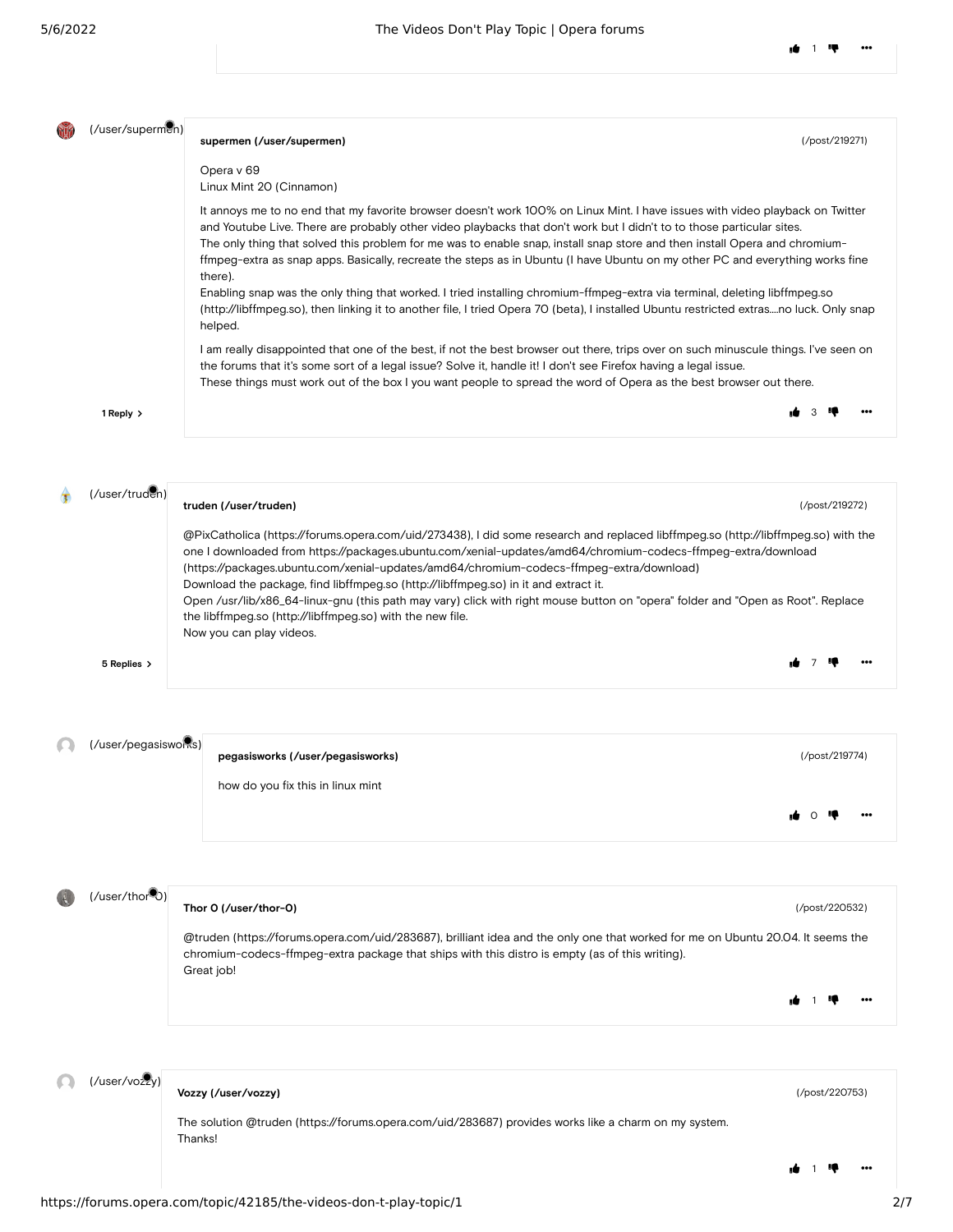(/user/supermen)

**supermen (/user/supermen)**

(/post/219271)

Opera v 69
Linux Mint 20 (Cinnamon)

It annoys me to no end that my favorite browser doesn't work 100% on Linux Mint. I have issues with video playback on Twitter and Youtube Live. There are probably other video playbacks that don't work but I didn't to to those particular sites.
The only thing that solved this problem for me was to enable snap, install snap store and then install Opera and chromium-ffmpeg-extra as snap apps. Basically, recreate the steps as in Ubuntu (I have Ubuntu on my other PC and everything works fine there).
Enabling snap was the only thing that worked. I tried installing chromium-ffmpeg-extra via terminal, deleting libffmpeg.so (http://libffmpeg.so), then linking it to another file, I tried Opera 70 (beta), I installed Ubuntu restricted extras....no luck. Only snap helped.

I am really disappointed that one of the best, if not the best browser out there, trips over on such minuscule things. I've seen on the forums that it's some sort of a legal issue? Solve it, handle it! I don't see Firefox having a legal issue.
These things must work out of the box I you want people to spread the word of Opera as the best browser out there.

1 Reply >

3

(/user/truden)

**truden (/user/truden)**

(/post/219272)

@PixCatholica (https://forums.opera.com/uid/273438), I did some research and replaced libffmpeg.so (http://libffmpeg.so) with the one I downloaded from https://packages.ubuntu.com/xenial-updates/amd64/chromium-codecs-ffmpeg-extra/download (https://packages.ubuntu.com/xenial-updates/amd64/chromium-codecs-ffmpeg-extra/download)
Download the package, find libffmpeg.so (http://libffmpeg.so) in it and extract it.
Open /usr/lib/x86_64-linux-gnu (this path may vary) click with right mouse button on "opera" folder and "Open as Root". Replace the libffmpeg.so (http://libffmpeg.so) with the new file.
Now you can play videos.

5 Replies >

7

(/user/pegasisworks)

**pegasisworks (/user/pegasisworks)**

(/post/219774)

how do you fix this in linux mint

0

(/user/thor-0)

**Thor 0 (/user/thor-0)**

(/post/220532)

@truden (https://forums.opera.com/uid/283687), brilliant idea and the only one that worked for me on Ubuntu 20.04. It seems the chromium-codecs-ffmpeg-extra package that ships with this distro is empty (as of this writing).
Great job!

1

(/user/vozzy)

**Vozzy (/user/vozzy)**

(/post/220753)

The solution @truden (https://forums.opera.com/uid/283687) provides works like a charm on my system.
Thanks!

1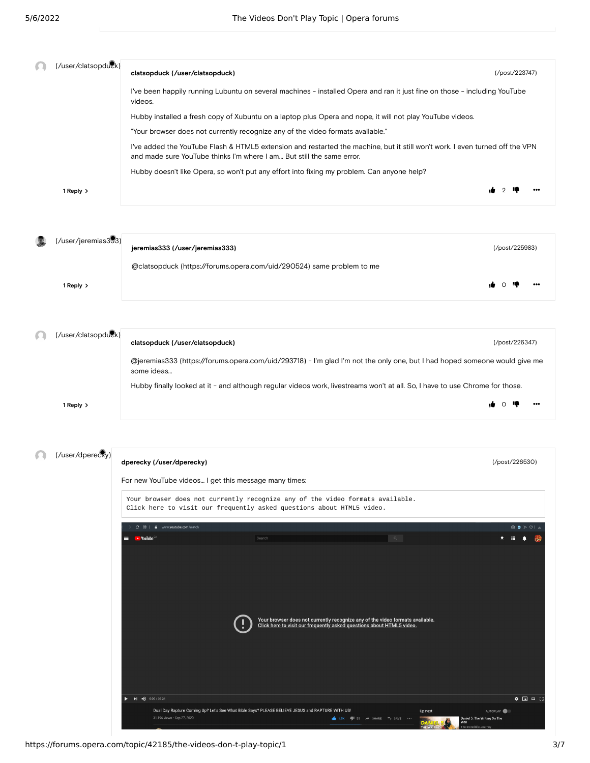(/user/clatsopduck)

**clatsopduck (/user/clatsopduck)** (/post/223747)

I've been happily running Lubuntu on several machines - installed Opera and ran it just fine on those - including YouTube videos.

Hubby installed a fresh copy of Xubuntu on a laptop plus Opera and nope, it will not play YouTube videos.

"Your browser does not currently recognize any of the video formats available."

I've added the YouTube Flash & HTML5 extension and restarted the machine, but it still won't work. I even turned off the VPN and made sure YouTube thinks I'm where I am... But still the same error.

Hubby doesn't like Opera, so won't put any effort into fixing my problem. Can anyone help?

1 Reply › 2

(/user/jeremias333)

**jeremias333 (/user/jeremias333)** (/post/225983)

@clatsopduck (https://forums.opera.com/uid/290524) same problem to me

1 Reply › 0

(/user/clatsopduck)

**clatsopduck (/user/clatsopduck)** (/post/226347)

@jeremias333 (https://forums.opera.com/uid/293718) - I'm glad I'm not the only one, but I had hoped someone would give me some ideas...

Hubby finally looked at it - and although regular videos work, livestreams won't at all. So, I have to use Chrome for those.

1 Reply › 0

(/user/dperecky)

**dperecky (/user/dperecky)** (/post/226530)

For new YouTube videos... I get this message many times:

```
Your browser does not currently recognize any of the video formats available.
Click here to visit our frequently asked questions about HTML5 video.
```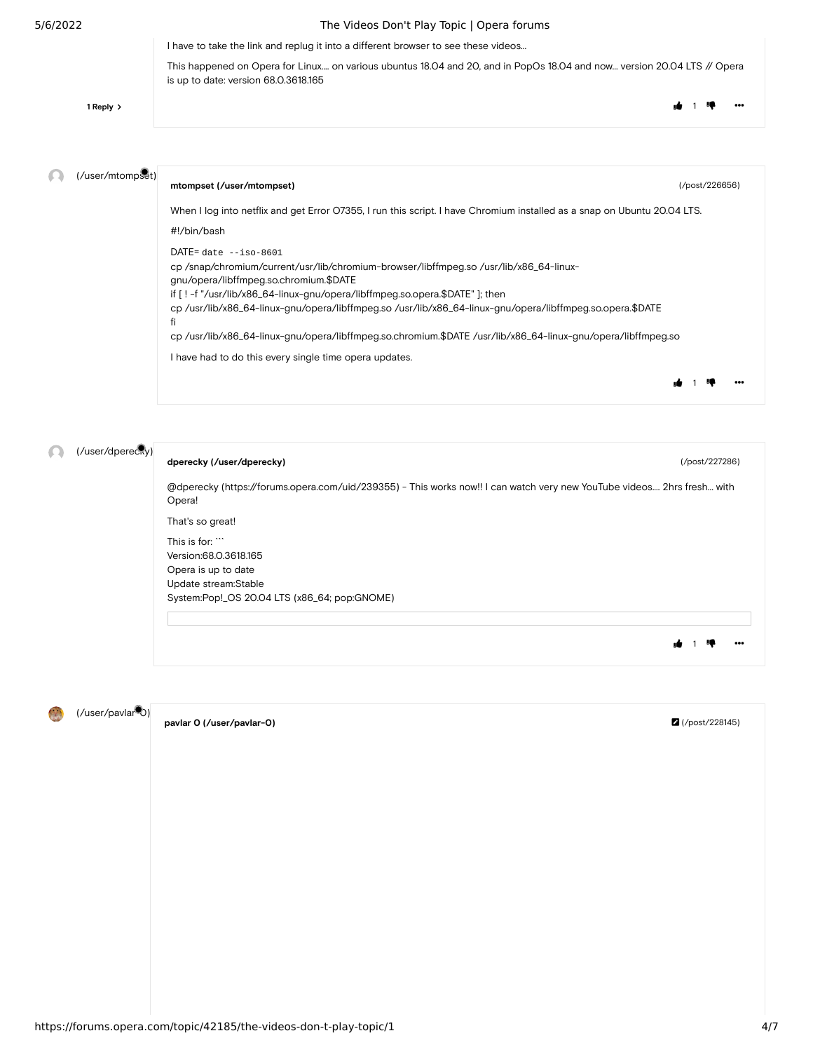I have to take the link and replug it into a different browser to see these videos...

This happened on Opera for Linux.... on various ubuntus 18.04 and 20, and in PopOs 18.04 and now... version 20.04 LTS // Opera is up to date: version 68.0.3618.165

1 Reply >

1

(/user/mtompset)

**mtompset (/user/mtompset)** (/post/226656)

When I log into netflix and get Error O7355, I run this script. I have Chromium installed as a snap on Ubuntu 20.04 LTS.

```
#!/bin/bash

DATE= date --iso-8601
cp /snap/chromium/current/usr/lib/chromium-browser/libffmpeg.so /usr/lib/x86_64-linux-gnu/opera/libffmpeg.so.chromium.$DATE
if [ ! -f "/usr/lib/x86_64-linux-gnu/opera/libffmpeg.so.opera.$DATE" ]; then
cp /usr/lib/x86_64-linux-gnu/opera/libffmpeg.so /usr/lib/x86_64-linux-gnu/opera/libffmpeg.so.opera.$DATE
fi
cp /usr/lib/x86_64-linux-gnu/opera/libffmpeg.so.chromium.$DATE /usr/lib/x86_64-linux-gnu/opera/libffmpeg.so
```

I have had to do this every single time opera updates.

1

(/user/dperecky)

**dperecky (/user/dperecky)** (/post/227286)

@dperecky (https://forums.opera.com/uid/239355) - This works now!! I can watch very new YouTube videos.... 2hrs fresh... with Opera!

That's so great!

This is for: ```
Version:68.0.3618.165
Opera is up to date
Update stream:Stable
System:Pop!_OS 20.04 LTS (x86_64; pop:GNOME)

1

(/user/pavlar-0)

**pavlar 0 (/user/pavlar-0)** (/post/228145)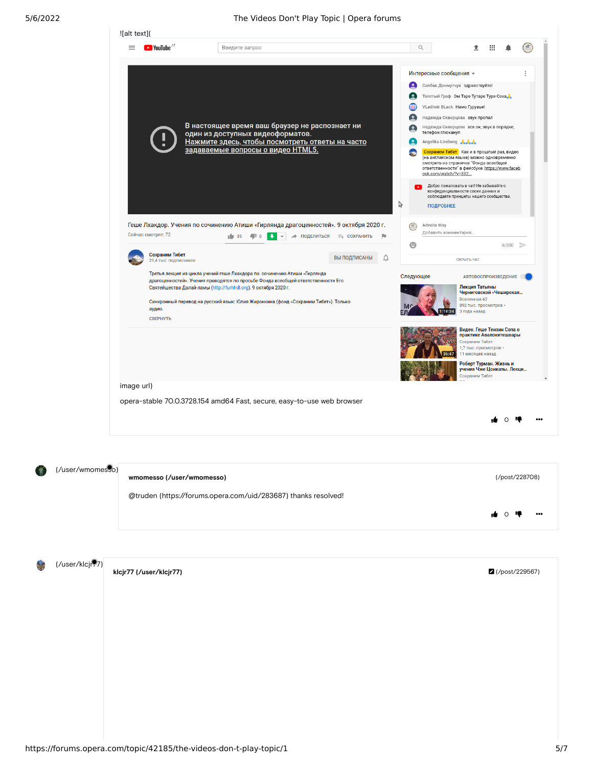![alt text](

image url)

opera-stable 70.0.3728.154 amd64 Fast, secure, easy-to-use web browser

0

(/user/wmomesso)

**wmomesso (/user/wmomesso)** (/post/228708)

@truden (https://forums.opera.com/uid/283687) thanks resolved!

0

(/user/klcjr77)

**klcjr77 (/user/klcjr77)** (/post/229567)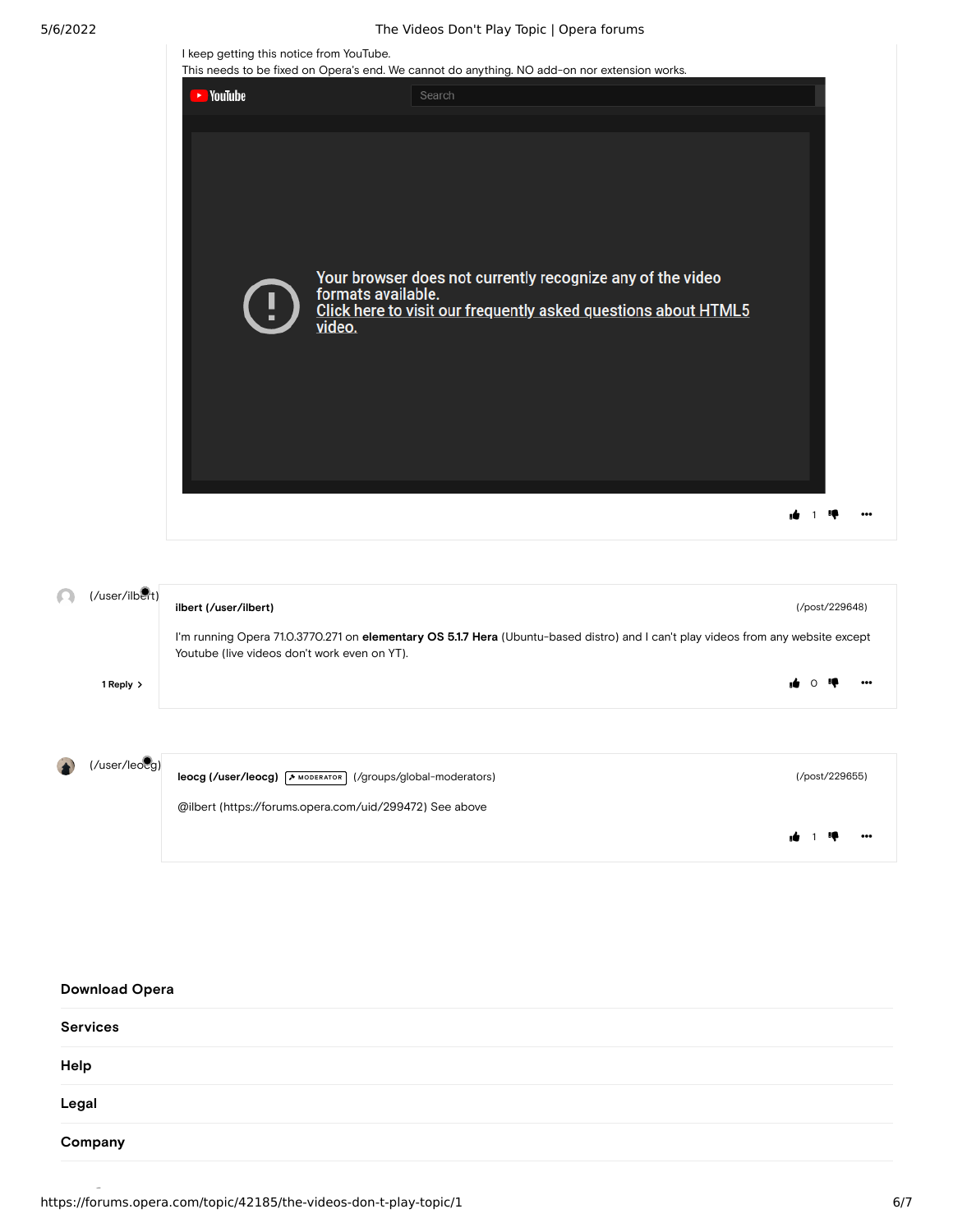I keep getting this notice from YouTube.
This needs to be fixed on Opera's end. We cannot do anything. NO add-on nor extension works.

YouTube

Search

Your browser does not currently recognize any of the video formats available.
Click here to visit our frequently asked questions about HTML5 video.

1

(/user/ilbert)

**ilbert (/user/ilbert)** (/post/229648)

I'm running Opera 71.0.3770.271 on **elementary OS 5.1.7 Hera** (Ubuntu-based distro) and I can't play videos from any website except Youtube (live videos don't work even on YT).

1 Reply

0

(/user/leocg)

**leocg (/user/leocg)** MODERATOR (/groups/global-moderators) (/post/229655)

@ilbert (https://forums.opera.com/uid/299472) See above

1

**Download Opera**

**Services**

**Help**

**Legal**

**Company**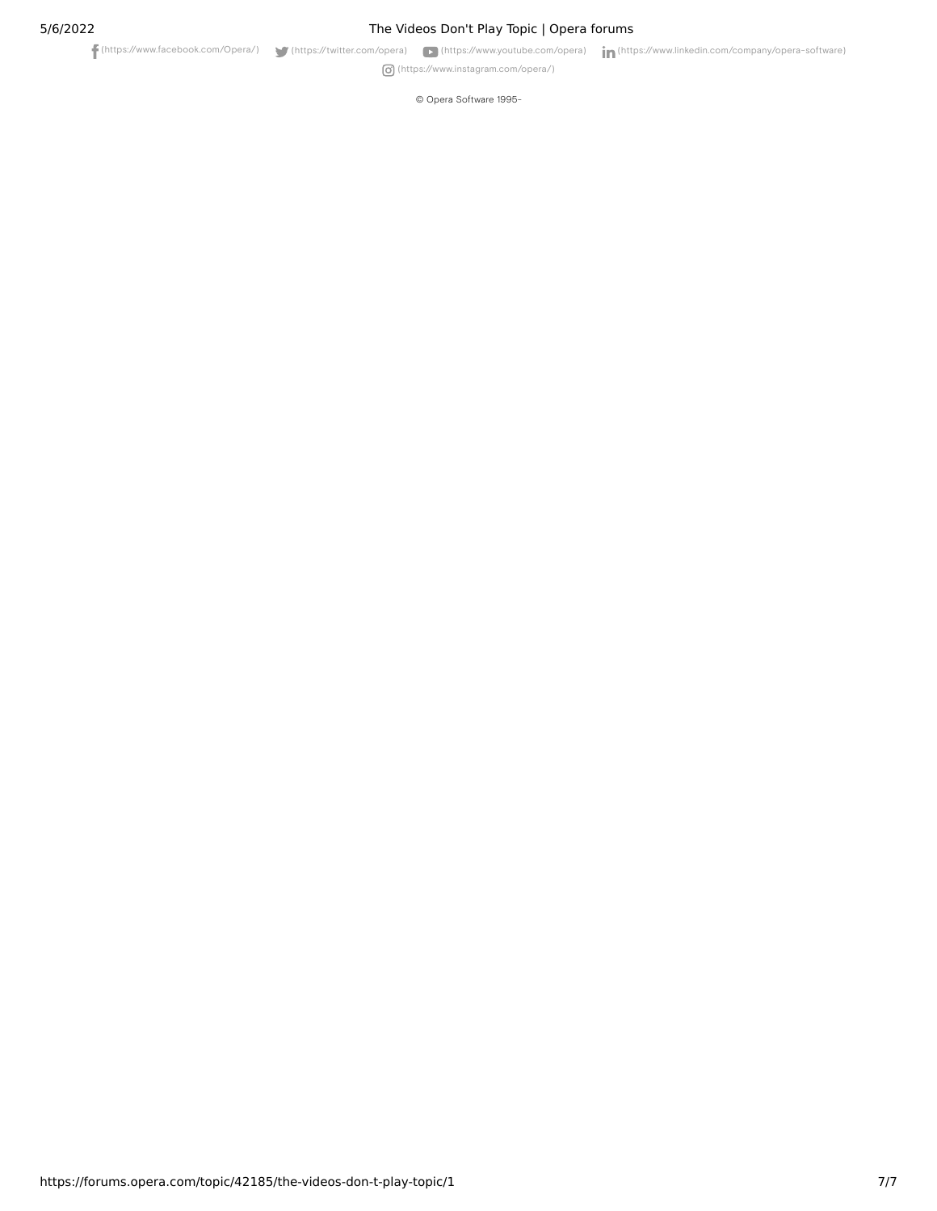(https://www.facebook.com/Opera/) (https://twitter.com/opera) (https://www.youtube.com/opera) (https://www.linkedin.com/company/opera-software)

(https://www.instagram.com/opera/)

© Opera Software 1995-